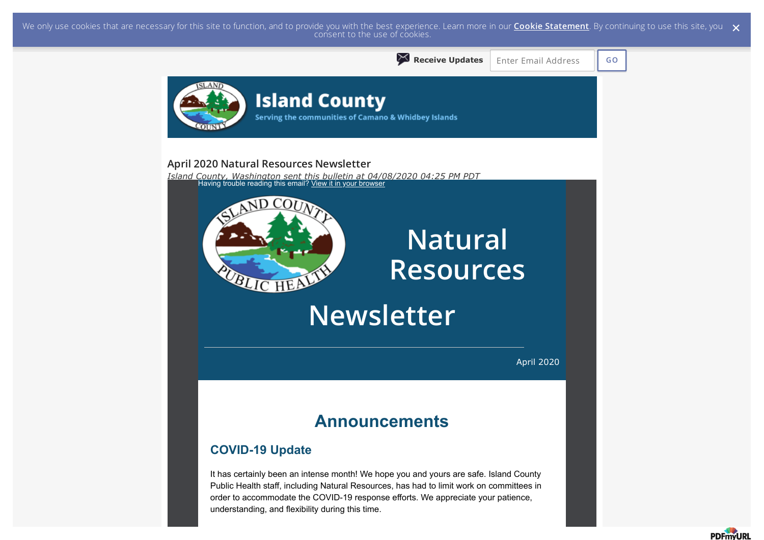We only use cookies that are necessary for this site to function, and to provide you with the best experience. Learn more in our **Cookie Statement**. By continuing to use this site, you consent to the use of cookies.

Receive Updates

**Island County**

Serving the communities of Camano & Whidbey Islands

## April 2020 Natural Resources Newsletter

*Island County, Washington sent this bulletin at 04/08/2020 04:25 PM PDT*

Having trouble reading this email? View it in your browser

# Natural Resources Newsletter

April 2020

## Announcements

### COVID-19 Update

It has certainly been an intense month! We hope you and yours are safe. Island County Public Health staff, including Natural Resources, has had to limit work on committees in order to accommodate the COVID-19 response efforts. We appreciate your patience, understanding, and flexibility during this time.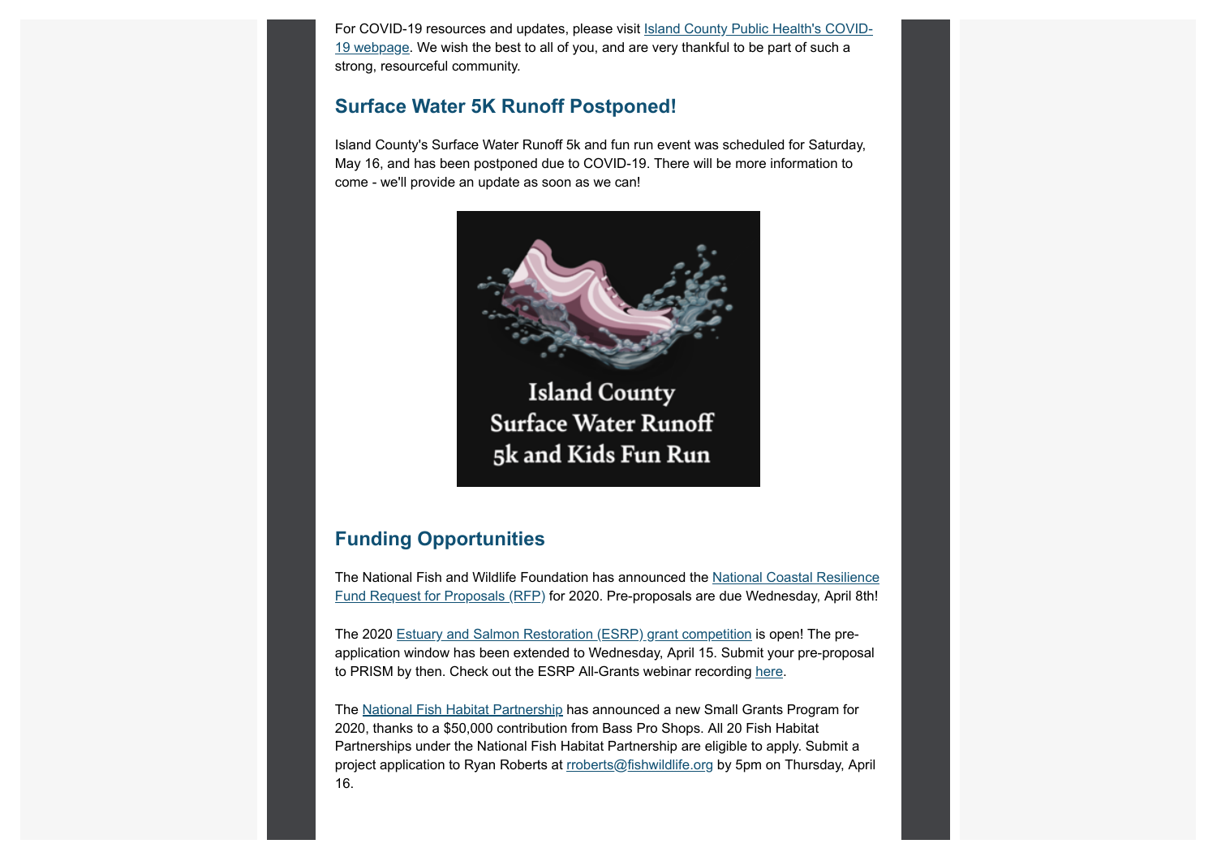For COVID-19 resources and updates, please visit [Island County Public Health's COVID-19 webpage](). We wish the best to all of you, and are very thankful to be part of such a strong, resourceful community.

## Surface Water 5K Runoff Postponed!

Island County's Surface Water Runoff 5k and fun run event was scheduled for Saturday, May 16, and has been postponed due to COVID-19. There will be more information to come - we'll provide an update as soon as we can!

Island County
Surface Water Runoff
5k and Kids Fun Run

## Funding Opportunities

The National Fish and Wildlife Foundation has announced the National Coastal Resilience Fund Request for Proposals (RFP) for 2020. Pre-proposals are due Wednesday, April 8th!

The 2020 Estuary and Salmon Restoration (ESRP) grant competition is open! The pre-application window has been extended to Wednesday, April 15. Submit your pre-proposal to PRISM by then. Check out the ESRP All-Grants webinar recording here.

The National Fish Habitat Partnership has announced a new Small Grants Program for 2020, thanks to a $50,000 contribution from Bass Pro Shops. All 20 Fish Habitat Partnerships under the National Fish Habitat Partnership are eligible to apply. Submit a project application to Ryan Roberts at rroberts@fishwildlife.org by 5pm on Thursday, April 16.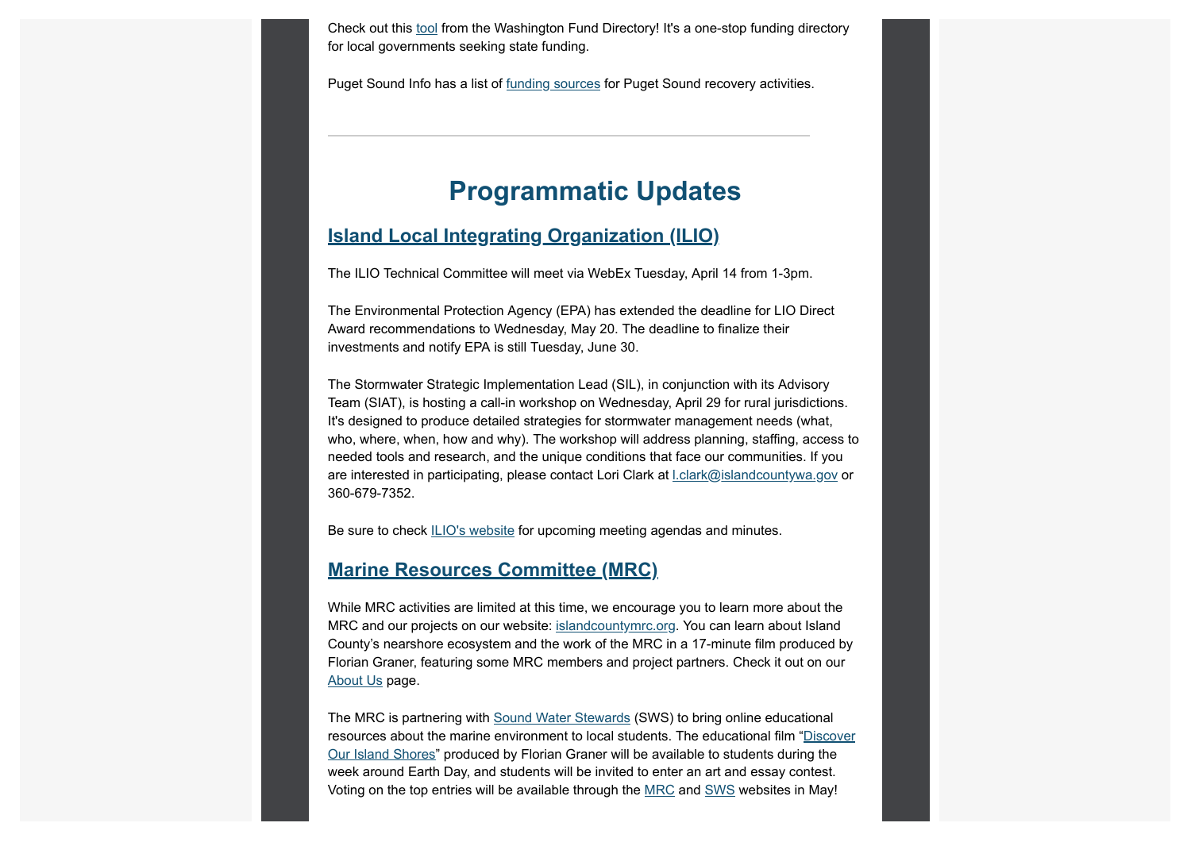Check out this tool from the Washington Fund Directory! It's a one-stop funding directory for local governments seeking state funding.

Puget Sound Info has a list of funding sources for Puget Sound recovery activities.

---

# Programmatic Updates

## Island Local Integrating Organization (ILIO)

The ILIO Technical Committee will meet via WebEx Tuesday, April 14 from 1-3pm.

The Environmental Protection Agency (EPA) has extended the deadline for LIO Direct Award recommendations to Wednesday, May 20. The deadline to finalize their investments and notify EPA is still Tuesday, June 30.

The Stormwater Strategic Implementation Lead (SIL), in conjunction with its Advisory Team (SIAT), is hosting a call-in workshop on Wednesday, April 29 for rural jurisdictions. It's designed to produce detailed strategies for stormwater management needs (what, who, where, when, how and why). The workshop will address planning, staffing, access to needed tools and research, and the unique conditions that face our communities. If you are interested in participating, please contact Lori Clark at l.clark@islandcountywa.gov or 360-679-7352.

Be sure to check ILIO's website for upcoming meeting agendas and minutes.

## Marine Resources Committee (MRC)

While MRC activities are limited at this time, we encourage you to learn more about the MRC and our projects on our website: islandcountymrc.org. You can learn about Island County's nearshore ecosystem and the work of the MRC in a 17-minute film produced by Florian Graner, featuring some MRC members and project partners. Check it out on our About Us page.

The MRC is partnering with Sound Water Stewards (SWS) to bring online educational resources about the marine environment to local students. The educational film "Discover Our Island Shores" produced by Florian Graner will be available to students during the week around Earth Day, and students will be invited to enter an art and essay contest. Voting on the top entries will be available through the MRC and SWS websites in May!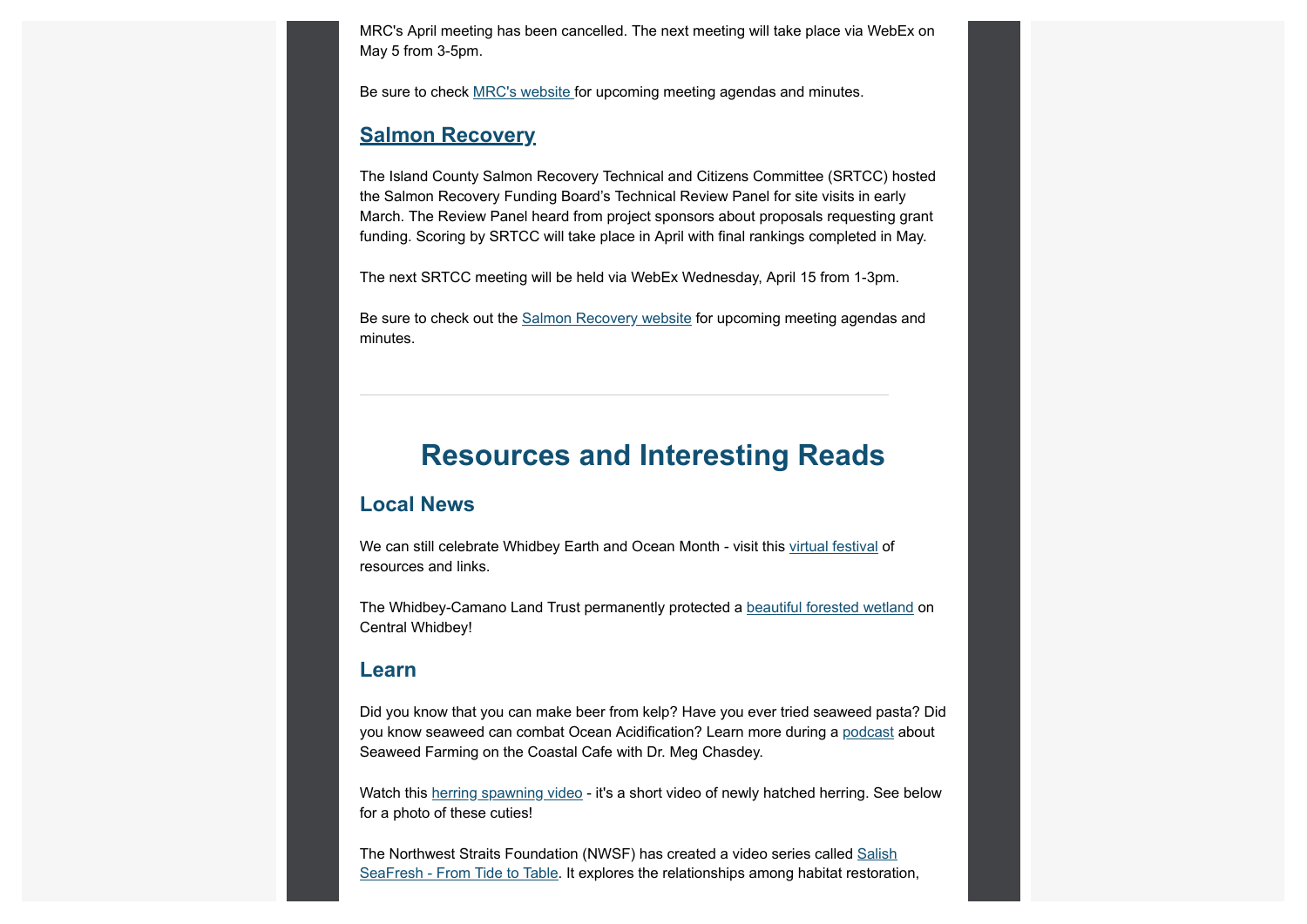MRC's April meeting has been cancelled. The next meeting will take place via WebEx on May 5 from 3-5pm.

Be sure to check MRC's website for upcoming meeting agendas and minutes.

### Salmon Recovery

The Island County Salmon Recovery Technical and Citizens Committee (SRTCC) hosted the Salmon Recovery Funding Board's Technical Review Panel for site visits in early March. The Review Panel heard from project sponsors about proposals requesting grant funding. Scoring by SRTCC will take place in April with final rankings completed in May.

The next SRTCC meeting will be held via WebEx Wednesday, April 15 from 1-3pm.

Be sure to check out the Salmon Recovery website for upcoming meeting agendas and minutes.

---

## Resources and Interesting Reads

### Local News

We can still celebrate Whidbey Earth and Ocean Month - visit this virtual festival of resources and links.

The Whidbey-Camano Land Trust permanently protected a beautiful forested wetland on Central Whidbey!

### Learn

Did you know that you can make beer from kelp? Have you ever tried seaweed pasta? Did you know seaweed can combat Ocean Acidification? Learn more during a podcast about Seaweed Farming on the Coastal Cafe with Dr. Meg Chasdey.

Watch this herring spawning video - it's a short video of newly hatched herring. See below for a photo of these cuties!

The Northwest Straits Foundation (NWSF) has created a video series called Salish SeaFresh - From Tide to Table. It explores the relationships among habitat restoration,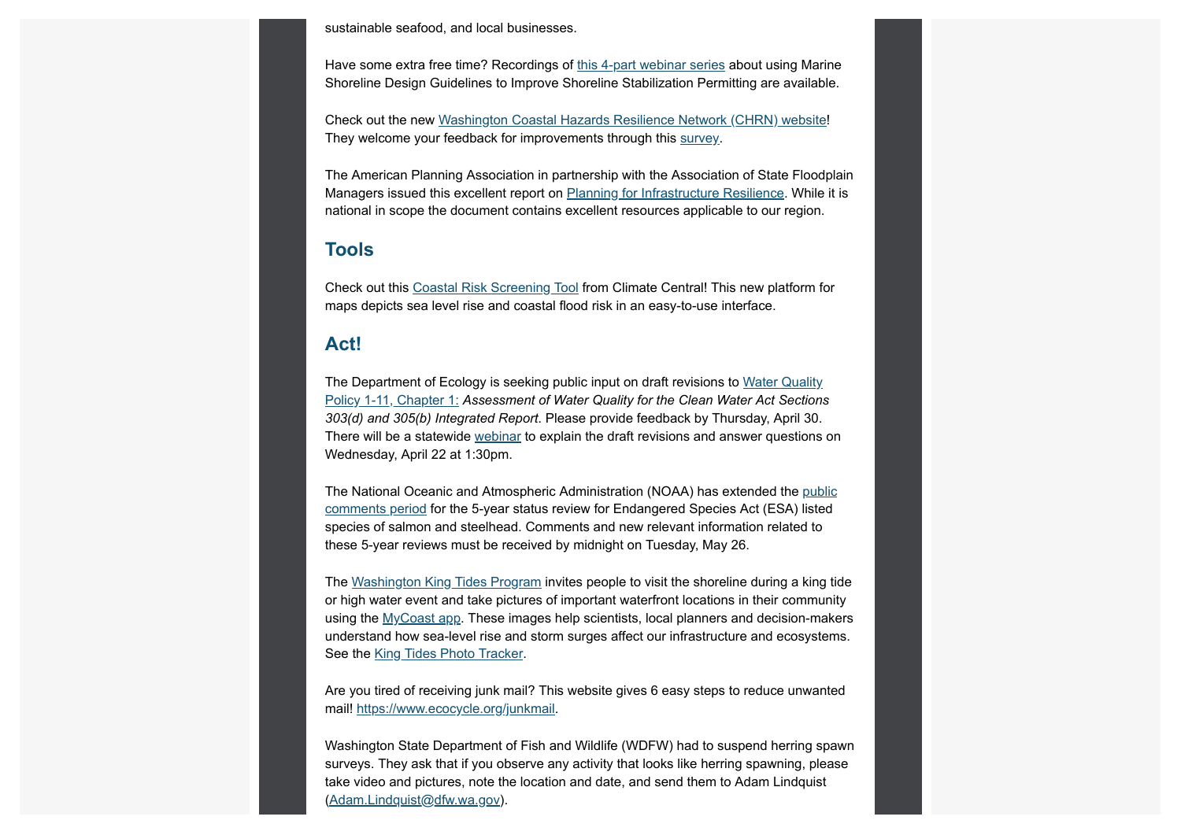sustainable seafood, and local businesses.

Have some extra free time? Recordings of this 4-part webinar series about using Marine Shoreline Design Guidelines to Improve Shoreline Stabilization Permitting are available.

Check out the new Washington Coastal Hazards Resilience Network (CHRN) website! They welcome your feedback for improvements through this survey.

The American Planning Association in partnership with the Association of State Floodplain Managers issued this excellent report on Planning for Infrastructure Resilience. While it is national in scope the document contains excellent resources applicable to our region.

## Tools

Check out this Coastal Risk Screening Tool from Climate Central! This new platform for maps depicts sea level rise and coastal flood risk in an easy-to-use interface.

## Act!

The Department of Ecology is seeking public input on draft revisions to Water Quality Policy 1-11, Chapter 1: *Assessment of Water Quality for the Clean Water Act Sections 303(d) and 305(b) Integrated Report*. Please provide feedback by Thursday, April 30. There will be a statewide webinar to explain the draft revisions and answer questions on Wednesday, April 22 at 1:30pm.

The National Oceanic and Atmospheric Administration (NOAA) has extended the public comments period for the 5-year status review for Endangered Species Act (ESA) listed species of salmon and steelhead. Comments and new relevant information related to these 5-year reviews must be received by midnight on Tuesday, May 26.

The Washington King Tides Program invites people to visit the shoreline during a king tide or high water event and take pictures of important waterfront locations in their community using the MyCoast app. These images help scientists, local planners and decision-makers understand how sea-level rise and storm surges affect our infrastructure and ecosystems. See the King Tides Photo Tracker.

Are you tired of receiving junk mail? This website gives 6 easy steps to reduce unwanted mail! https://www.ecocycle.org/junkmail.

Washington State Department of Fish and Wildlife (WDFW) had to suspend herring spawn surveys. They ask that if you observe any activity that looks like herring spawning, please take video and pictures, note the location and date, and send them to Adam Lindquist (Adam.Lindquist@dfw.wa.gov).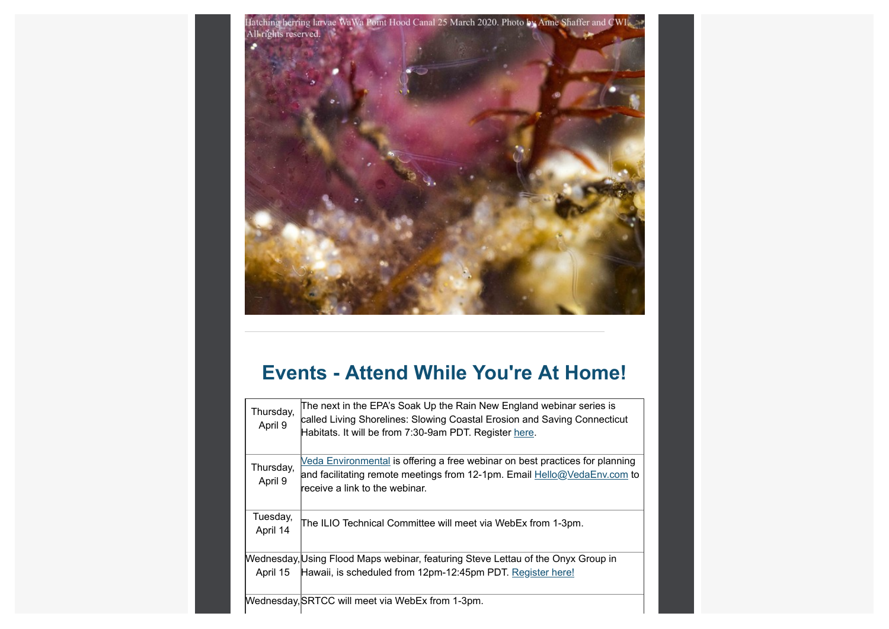Hatching herring larvae WaWa Point Hood Canal 25 March 2020. Photo by Anne Shaffer and CWI. All rights reserved.

---

## Events - Attend While You're At Home!

| | |
|---|---|
| Thursday, April 9 | The next in the EPA's Soak Up the Rain New England webinar series is called Living Shorelines: Slowing Coastal Erosion and Saving Connecticut Habitats. It will be from 7:30-9am PDT. Register here. |
| Thursday, April 9 | Veda Environmental is offering a free webinar on best practices for planning and facilitating remote meetings from 12-1pm. Email Hello@VedaEnv.com to receive a link to the webinar. |
| Tuesday, April 14 | The ILIO Technical Committee will meet via WebEx from 1-3pm. |
| Wednesday, April 15 | Using Flood Maps webinar, featuring Steve Lettau of the Onyx Group in Hawaii, is scheduled from 12pm-12:45pm PDT. Register here! |
| Wednesday, | SRTCC will meet via WebEx from 1-3pm. |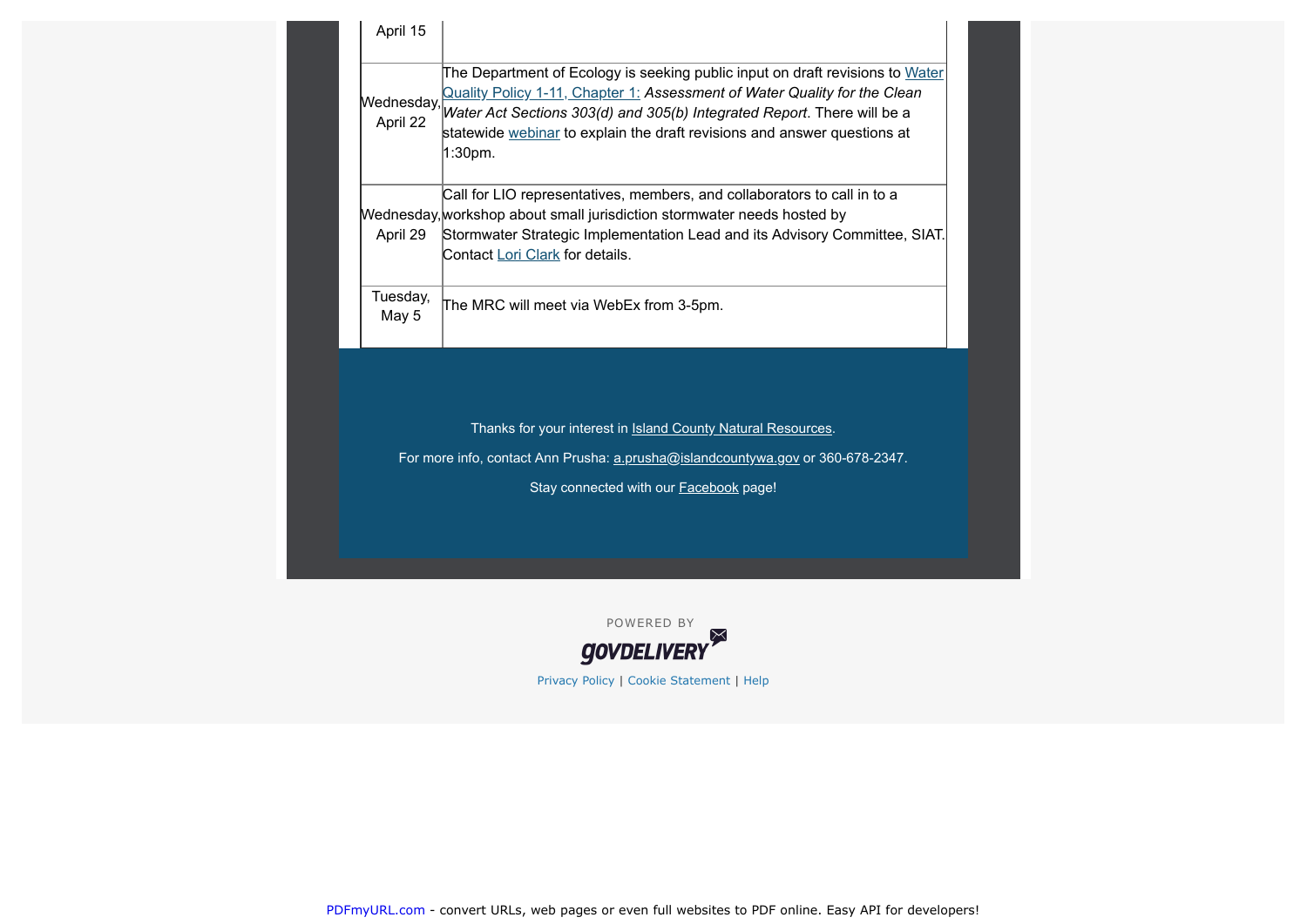| | |
|---|---|
| April 15 | |
| Wednesday, April 22 | The Department of Ecology is seeking public input on draft revisions to Water Quality Policy 1-11, Chapter 1: *Assessment of Water Quality for the Clean Water Act Sections 303(d) and 305(b) Integrated Report*. There will be a statewide webinar to explain the draft revisions and answer questions at 1:30pm. |
| Wednesday, April 29 | Call for LIO representatives, members, and collaborators to call in to a workshop about small jurisdiction stormwater needs hosted by Stormwater Strategic Implementation Lead and its Advisory Committee, SIAT. Contact Lori Clark for details. |
| Tuesday, May 5 | The MRC will meet via WebEx from 3-5pm. |

Thanks for your interest in Island County Natural Resources.

For more info, contact Ann Prusha: a.prusha@islandcountywa.gov or 360-678-2347.

Stay connected with our Facebook page!

POWERED BY
GOVDELIVERY

Privacy Policy | Cookie Statement | Help